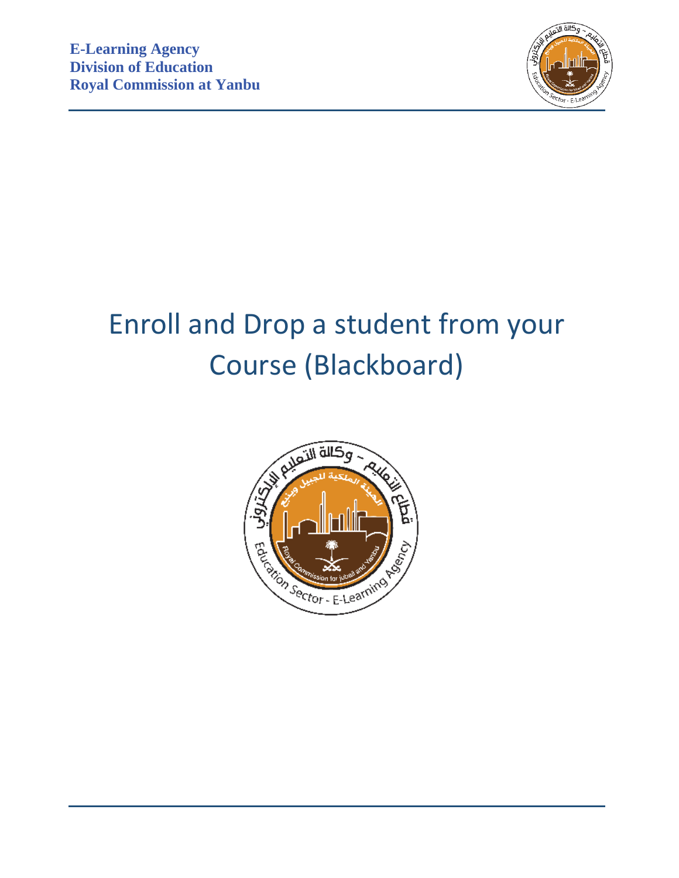**E-Learning Agency**
**Division of Education**
**Royal Commission at Yanbu**

# Enroll and Drop a student from your Course (Blackboard)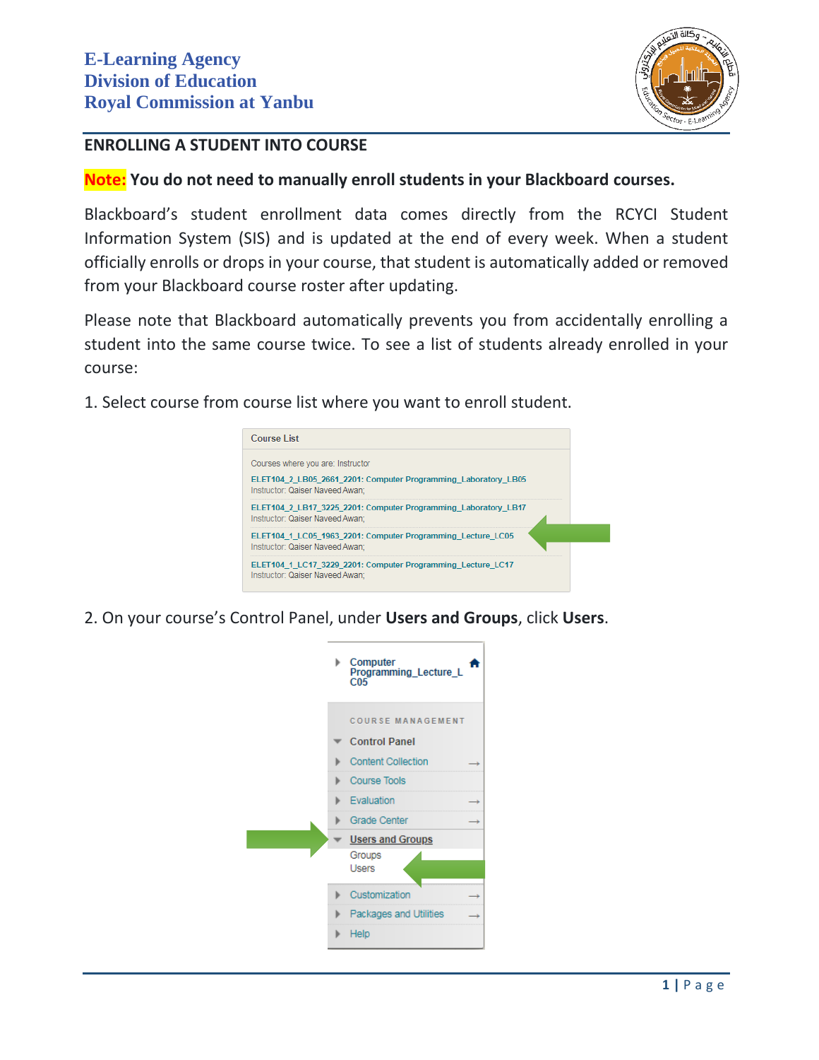E-Learning Agency
Division of Education
Royal Commission at Yanbu

## ENROLLING A STUDENT INTO COURSE

**Note: You do not need to manually enroll students in your Blackboard courses.**

Blackboard's student enrollment data comes directly from the RCYCI Student Information System (SIS) and is updated at the end of every week. When a student officially enrolls or drops in your course, that student is automatically added or removed from your Blackboard course roster after updating.

Please note that Blackboard automatically prevents you from accidentally enrolling a student into the same course twice. To see a list of students already enrolled in your course:

1. Select course from course list where you want to enroll student.

2. On your course's Control Panel, under **Users and Groups**, click **Users**.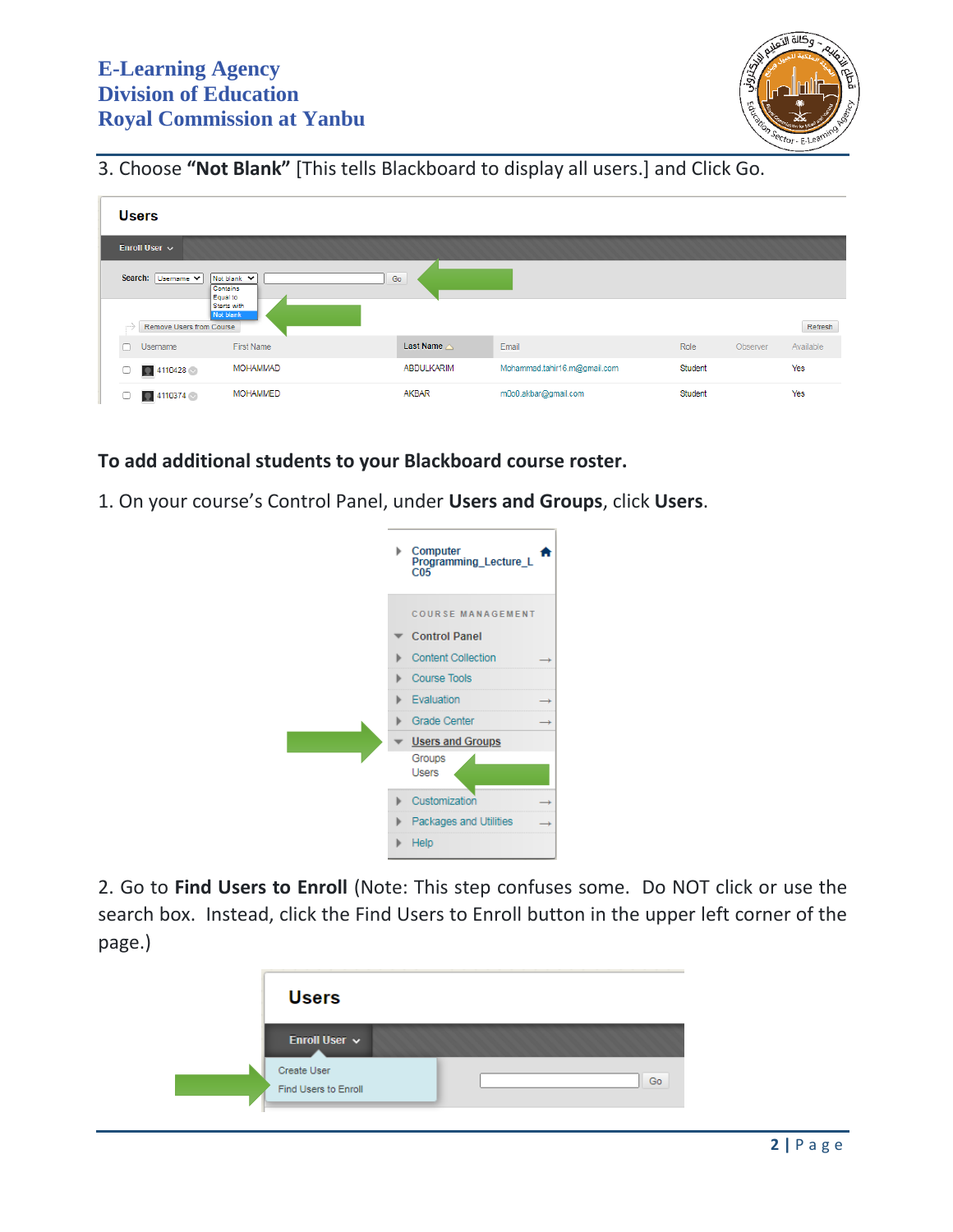3. Choose **"Not Blank"** [This tells Blackboard to display all users.] and Click Go.

**To add additional students to your Blackboard course roster.**

1. On your course's Control Panel, under **Users and Groups**, click **Users**.

2. Go to **Find Users to Enroll** (Note: This step confuses some. Do NOT click or use the search box. Instead, click the Find Users to Enroll button in the upper left corner of the page.)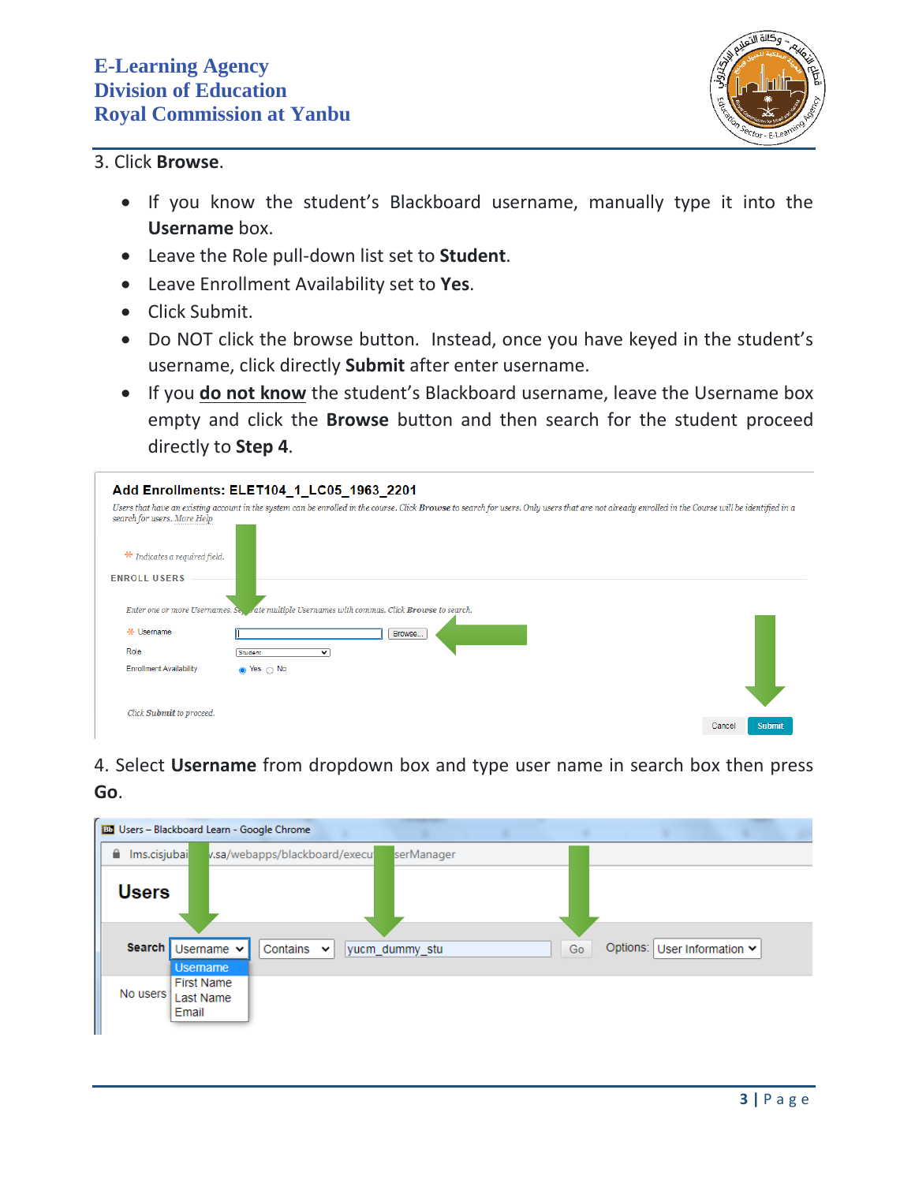3. Click **Browse**.

- If you know the student's Blackboard username, manually type it into the **Username** box.
- Leave the Role pull-down list set to **Student**.
- Leave Enrollment Availability set to **Yes**.
- Click Submit.
- Do NOT click the browse button. Instead, once you have keyed in the student's username, click directly **Submit** after enter username.
- If you **do not know** the student's Blackboard username, leave the Username box empty and click the **Browse** button and then search for the student proceed directly to **Step 4**.

4. Select **Username** from dropdown box and type user name in search box then press **Go**.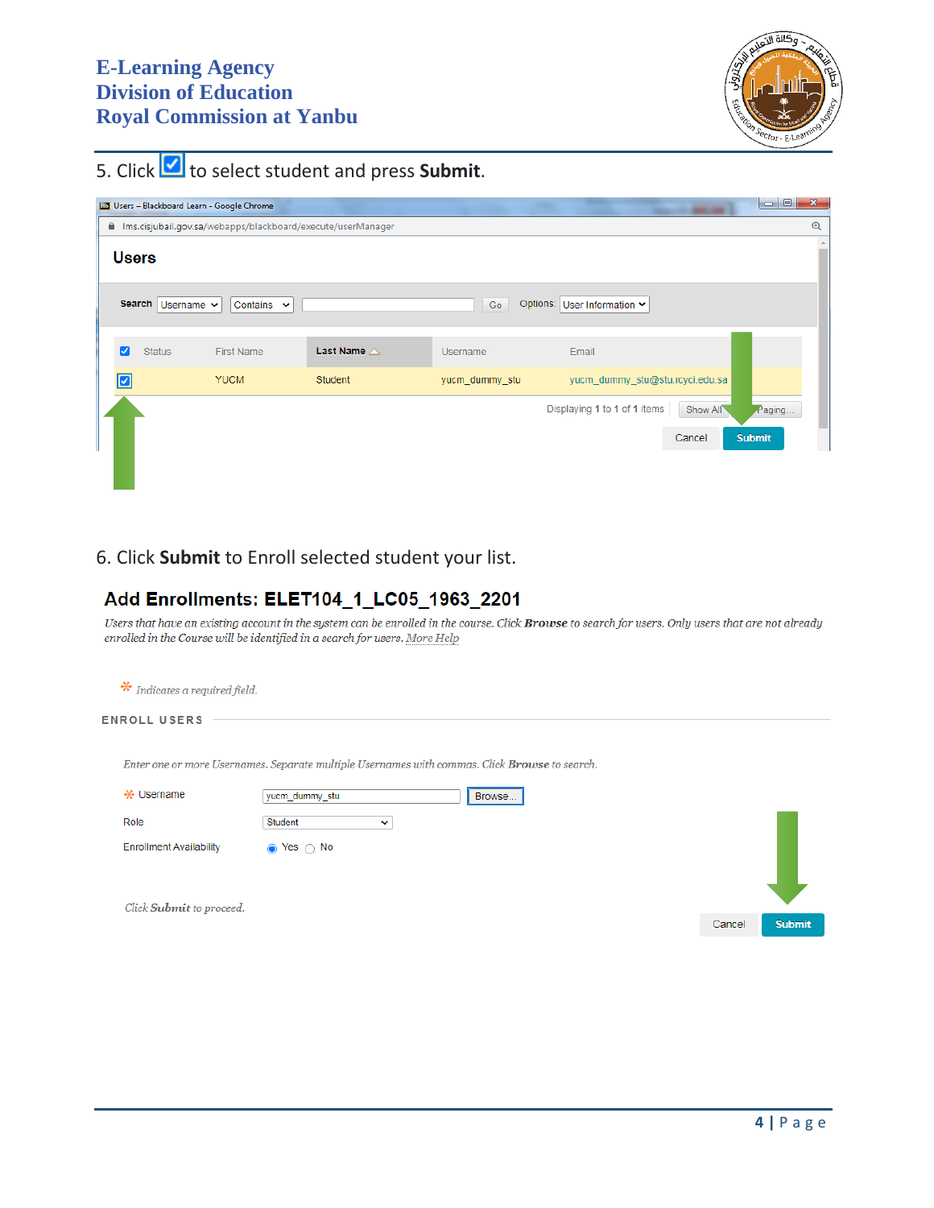5. Click ☑ to select student and press **Submit**.

Users

Search Username Contains Go Options: User Information

| ☑ | Status | First Name | Last Name | Username | Email |
|---|---|---|---|---|---|
| ☑ | | YUCM | Student | yucm_dummy_stu | yucm_dummy_stu@stu.rcyci.edu.sa |

Displaying 1 to 1 of 1 items Show All Paging...

Cancel Submit

6. Click **Submit** to Enroll selected student your list.

## Add Enrollments: ELET104_1_LC05_1963_2201

*Users that have an existing account in the system can be enrolled in the course. Click **Browse** to search for users. Only users that are not already enrolled in the Course will be identified in a search for users. More Help*

*✱ Indicates a required field.*

ENROLL USERS

*Enter one or more Usernames. Separate multiple Usernames with commas. Click **Browse** to search.*

✱ Username: yucm_dummy_stu Browse...

Role: Student

Enrollment Availability: ◉ Yes ○ No

*Click **Submit** to proceed.*

Cancel Submit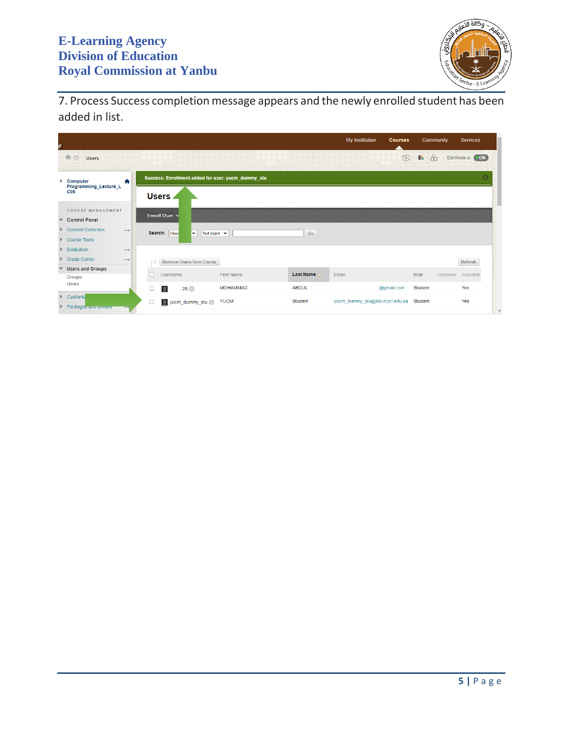7. Process Success completion message appears and the newly enrolled student has been added in list.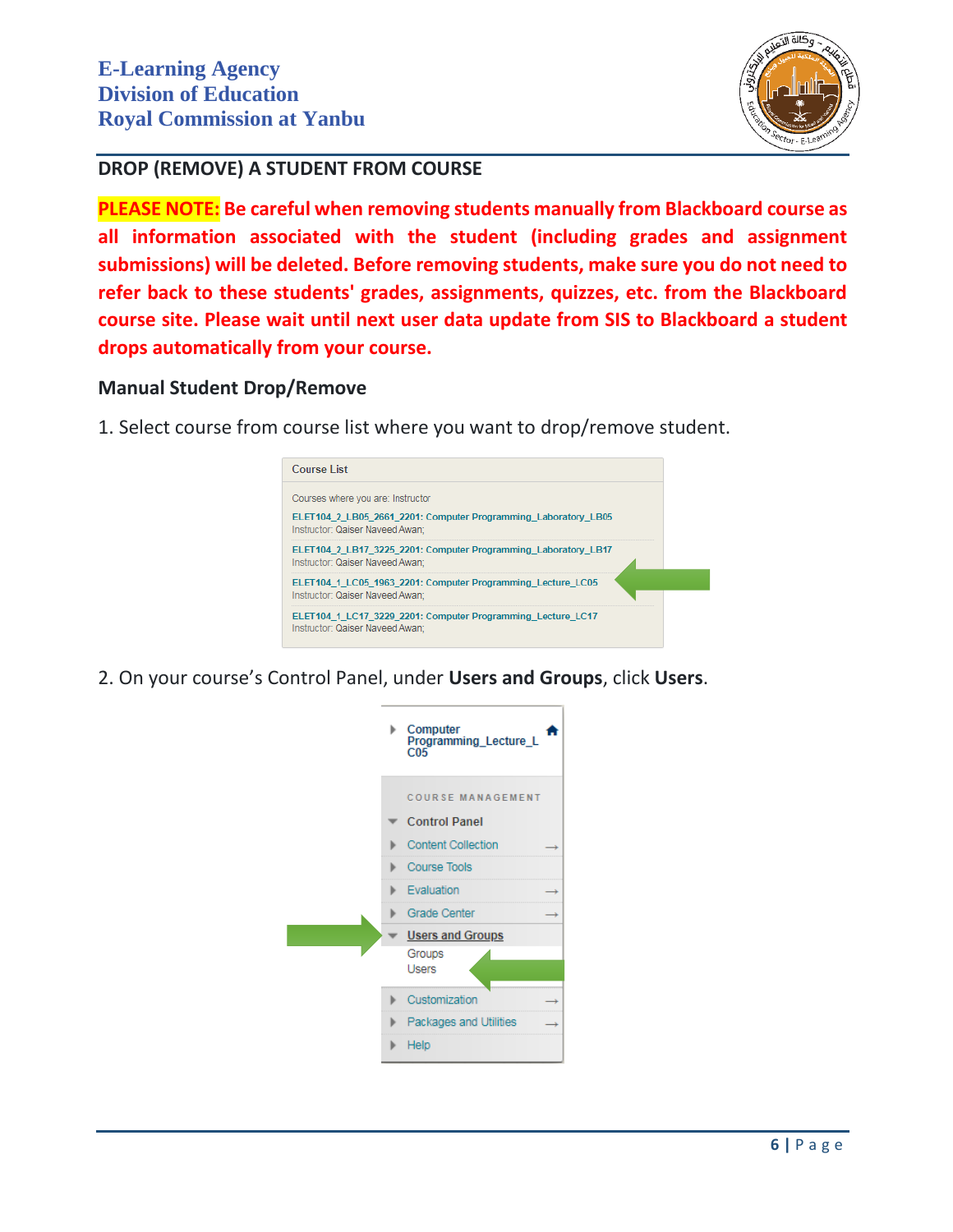## DROP (REMOVE) A STUDENT FROM COURSE

**PLEASE NOTE: Be careful when removing students manually from Blackboard course as all information associated with the student (including grades and assignment submissions) will be deleted. Before removing students, make sure you do not need to refer back to these students' grades, assignments, quizzes, etc. from the Blackboard course site. Please wait until next user data update from SIS to Blackboard a student drops automatically from your course.**

### Manual Student Drop/Remove

1. Select course from course list where you want to drop/remove student.

2. On your course's Control Panel, under **Users and Groups**, click **Users**.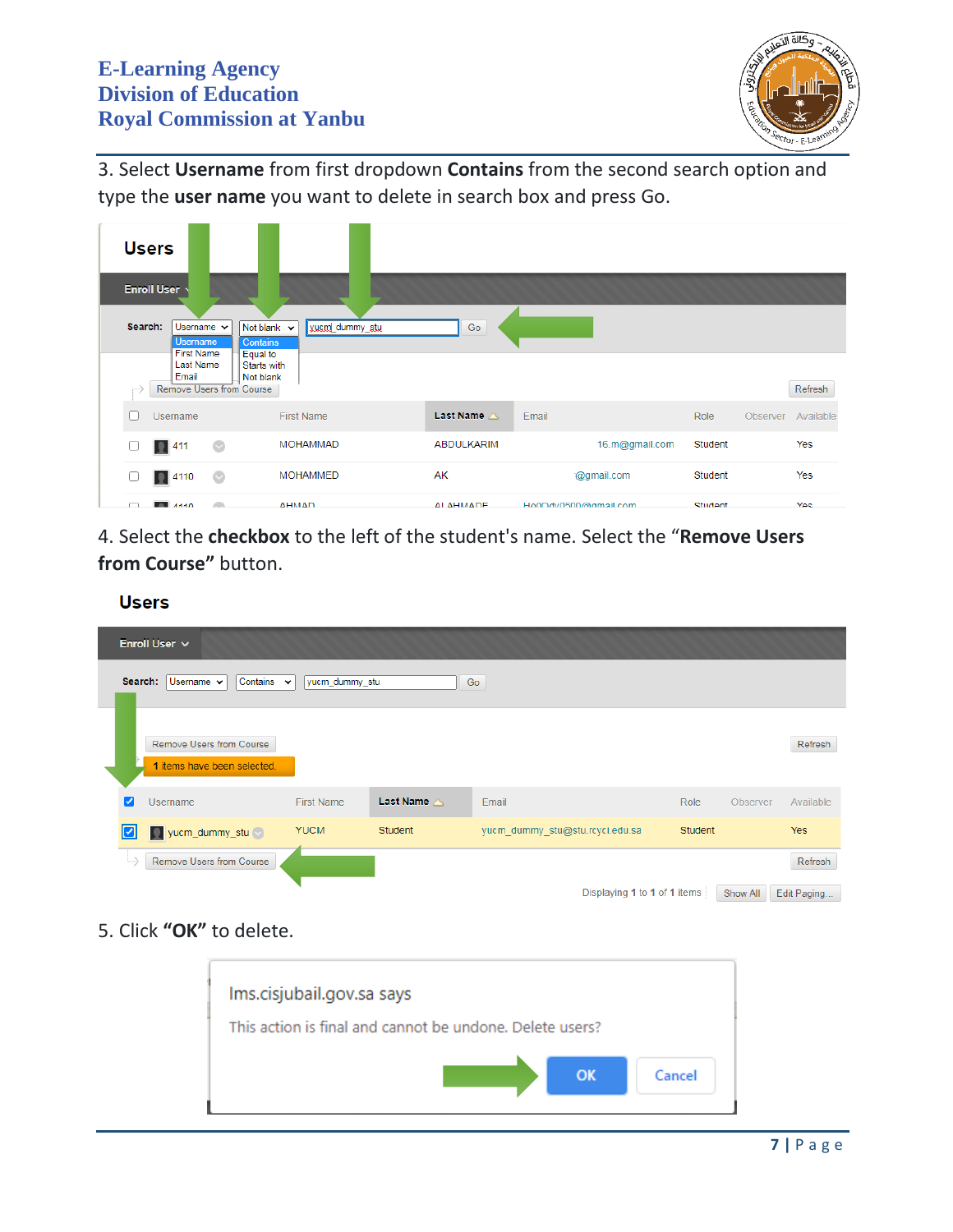3. Select **Username** from first dropdown **Contains** from the second search option and type the **user name** you want to delete in search box and press Go.

4. Select the **checkbox** to the left of the student's name. Select the "**Remove Users from Course"** button.

5. Click **"OK"** to delete.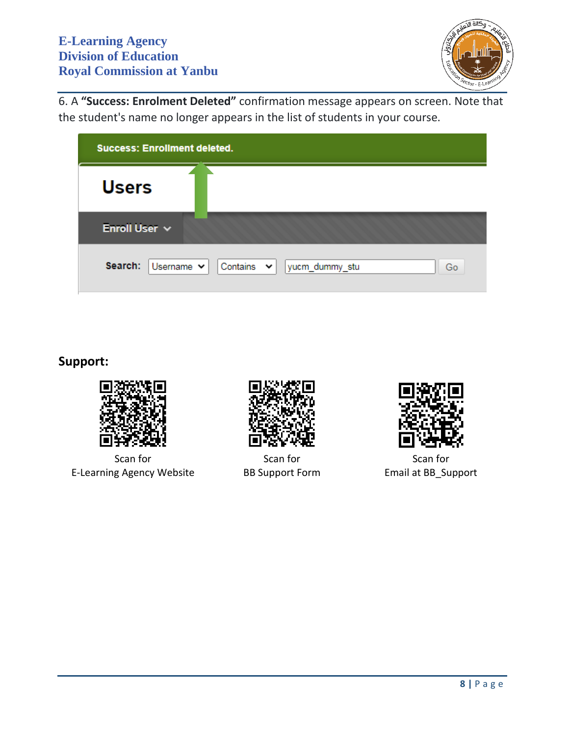6. A **"Success: Enrolment Deleted"** confirmation message appears on screen. Note that the student's name no longer appears in the list of students in your course.

**Support:**

Scan for
E-Learning Agency Website

Scan for
BB Support Form

Scan for
Email at BB_Support